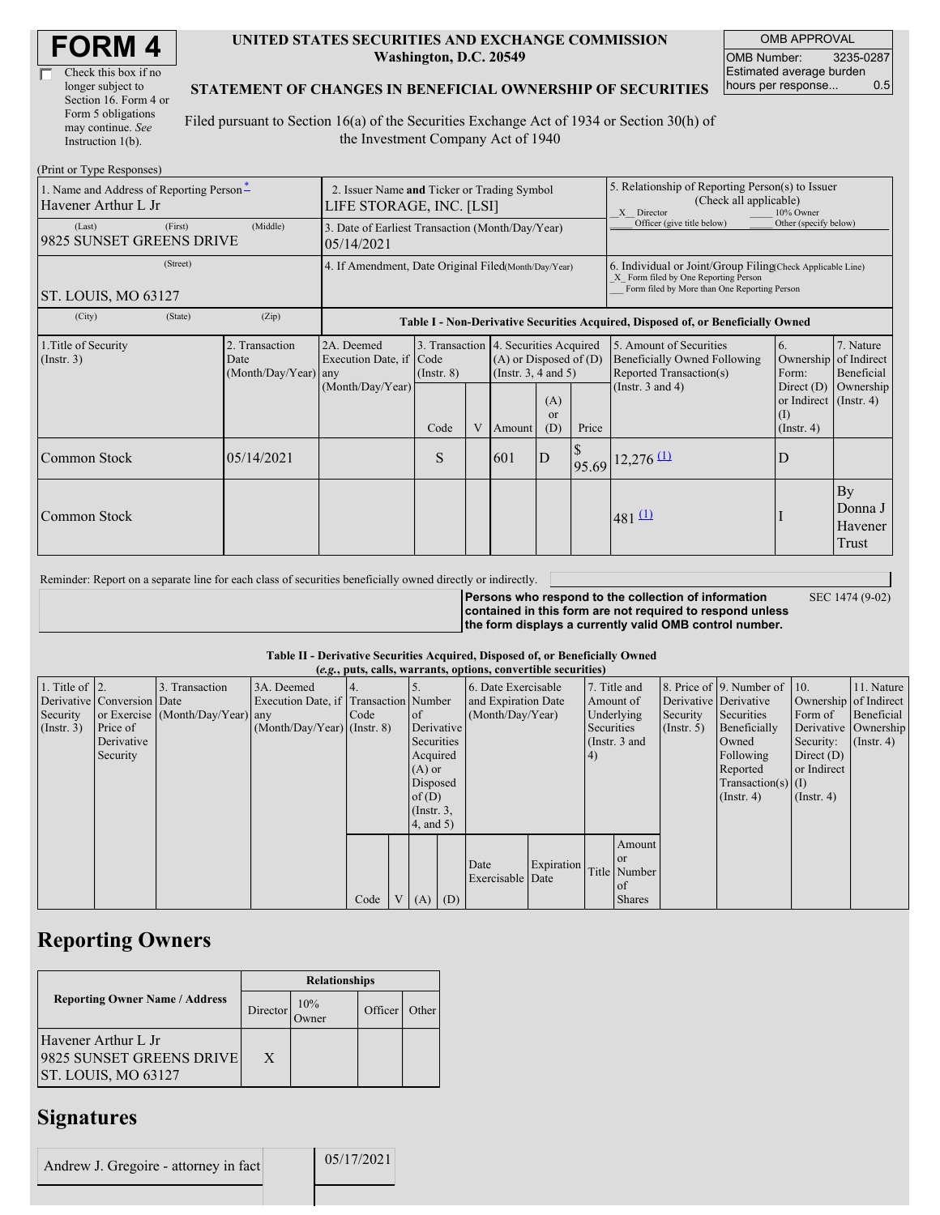# FORM 4

☐ Check this box if no longer subject to Section 16. Form 4 or Form 5 obligations may continue. *See* Instruction 1(b).

**UNITED STATES SECURITIES AND EXCHANGE COMMISSION**
**Washington, D.C. 20549**

**STATEMENT OF CHANGES IN BENEFICIAL OWNERSHIP OF SECURITIES**

Filed pursuant to Section 16(a) of the Securities Exchange Act of 1934 or Section 30(h) of the Investment Company Act of 1940

| OMB APPROVAL | |
|---|---|
| OMB Number: | 3235-0287 |
| Estimated average burden hours per response... | 0.5 |

(Print or Type Responses)

| 1. Name and Address of Reporting Person* | 2. Issuer Name and Ticker or Trading Symbol | 5. Relationship of Reporting Person(s) to Issuer (Check all applicable) |
|---|---|---|
| Havener Arthur L Jr | LIFE STORAGE, INC. [LSI] | _X_ Director ___ 10% Owner ___ Officer (give title below) ___ Other (specify below) |
| (Last) (First) (Middle) 9825 SUNSET GREENS DRIVE | 3. Date of Earliest Transaction (Month/Day/Year) 05/14/2021 | |
| (Street) ST. LOUIS, MO 63127 | 4. If Amendment, Date Original Filed (Month/Day/Year) | 6. Individual or Joint/Group Filing (Check Applicable Line) _X_ Form filed by One Reporting Person ___ Form filed by More than One Reporting Person |
| (City) (State) (Zip) | | |

**Table I - Non-Derivative Securities Acquired, Disposed of, or Beneficially Owned**

| 1.Title of Security (Instr. 3) | 2. Transaction Date (Month/Day/Year) | 2A. Deemed Execution Date, if any (Month/Day/Year) | 3. Transaction Code (Instr. 8) Code | V | 4. Securities Acquired (A) or Disposed of (D) (Instr. 3, 4 and 5) Amount | (A) or (D) | Price | 5. Amount of Securities Beneficially Owned Following Reported Transaction(s) (Instr. 3 and 4) | 6. Ownership Form: Direct (D) or Indirect (I) (Instr. 4) | 7. Nature of Indirect Beneficial Ownership (Instr. 4) |
|---|---|---|---|---|---|---|---|---|---|---|
| Common Stock | 05/14/2021 | | S | | 601 | D | $ 95.69 | 12,276 (1) | D | |
| Common Stock | | | | | | | | 481 (1) | I | By Donna J Havener Trust |

Reminder: Report on a separate line for each class of securities beneficially owned directly or indirectly.

**Persons who respond to the collection of information contained in this form are not required to respond unless the form displays a currently valid OMB control number.** SEC 1474 (9-02)

**Table II - Derivative Securities Acquired, Disposed of, or Beneficially Owned**
**(*e.g.*, puts, calls, warrants, options, convertible securities)**

| 1. Title of Derivative Security (Instr. 3) | 2. Conversion or Exercise Price of Derivative Security | 3. Transaction Date (Month/Day/Year) | 3A. Deemed Execution Date, if any (Month/Day/Year) | 4. Transaction Code (Instr. 8) Code | V | 5. Number of Derivative Securities Acquired (A) or Disposed of (D) (Instr. 3, 4, and 5) (A) | (D) | 6. Date Exercisable and Expiration Date (Month/Day/Year) Date Exercisable | Expiration Date | 7. Title and Amount of Underlying Securities (Instr. 3 and 4) Title | Amount or Number of Shares | 8. Price of Derivative Security (Instr. 5) | 9. Number of Derivative Securities Beneficially Owned Following Reported Transaction(s) (Instr. 4) | 10. Ownership Form of Derivative Security: Direct (D) or Indirect (I) (Instr. 4) | 11. Nature of Indirect Beneficial Ownership (Instr. 4) |
|---|---|---|---|---|---|---|---|---|---|---|---|---|---|---|---|

## Reporting Owners

| Reporting Owner Name / Address | Relationships | | | |
|---|---|---|---|---|
| | Director | 10% Owner | Officer | Other |
| Havener Arthur L Jr<br>9825 SUNSET GREENS DRIVE<br>ST. LOUIS, MO 63127 | X | | | |

## Signatures

| | |
|---|---|
| Andrew J. Gregoire - attorney in fact | 05/17/2021 |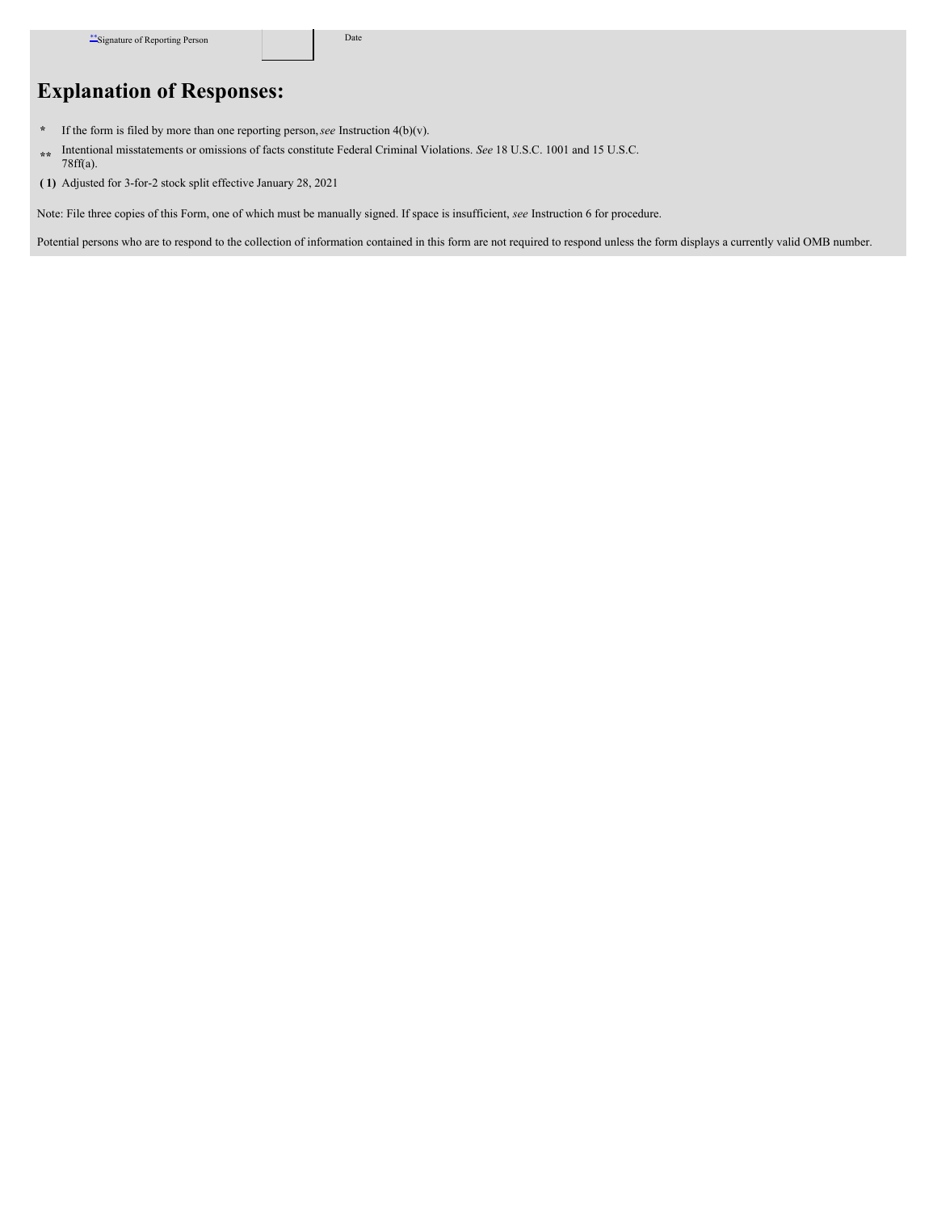| | |
|---|---|
| ** Signature of Reporting Person | Date |

## Explanation of Responses:

\* If the form is filed by more than one reporting person, *see* Instruction 4(b)(v).

** Intentional misstatements or omissions of facts constitute Federal Criminal Violations. *See* 18 U.S.C. 1001 and 15 U.S.C. 78ff(a).

**( 1)** Adjusted for 3-for-2 stock split effective January 28, 2021

Note: File three copies of this Form, one of which must be manually signed. If space is insufficient, *see* Instruction 6 for procedure.

Potential persons who are to respond to the collection of information contained in this form are not required to respond unless the form displays a currently valid OMB number.